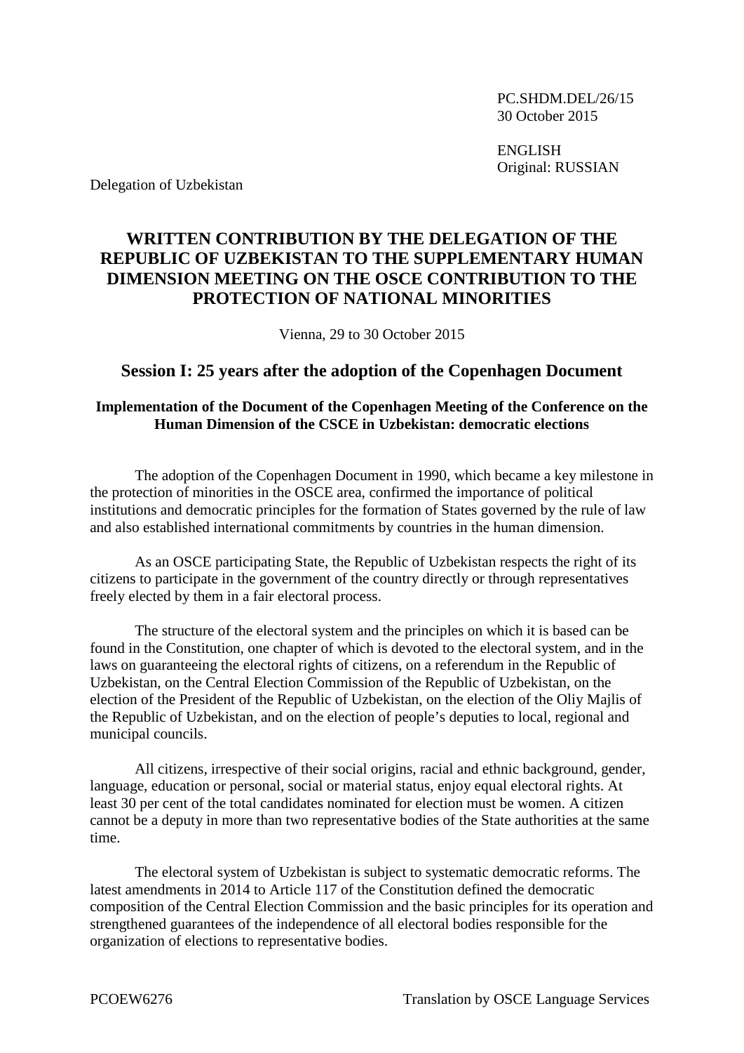PC.SHDM.DEL/26/15
30 October 2015

ENGLISH
Original: RUSSIAN

Delegation of Uzbekistan

# WRITTEN CONTRIBUTION BY THE DELEGATION OF THE REPUBLIC OF UZBEKISTAN TO THE SUPPLEMENTARY HUMAN DIMENSION MEETING ON THE OSCE CONTRIBUTION TO THE PROTECTION OF NATIONAL MINORITIES

Vienna, 29 to 30 October 2015

## Session I: 25 years after the adoption of the Copenhagen Document

### Implementation of the Document of the Copenhagen Meeting of the Conference on the Human Dimension of the CSCE in Uzbekistan: democratic elections

The adoption of the Copenhagen Document in 1990, which became a key milestone in the protection of minorities in the OSCE area, confirmed the importance of political institutions and democratic principles for the formation of States governed by the rule of law and also established international commitments by countries in the human dimension.

As an OSCE participating State, the Republic of Uzbekistan respects the right of its citizens to participate in the government of the country directly or through representatives freely elected by them in a fair electoral process.

The structure of the electoral system and the principles on which it is based can be found in the Constitution, one chapter of which is devoted to the electoral system, and in the laws on guaranteeing the electoral rights of citizens, on a referendum in the Republic of Uzbekistan, on the Central Election Commission of the Republic of Uzbekistan, on the election of the President of the Republic of Uzbekistan, on the election of the Oliy Majlis of the Republic of Uzbekistan, and on the election of people's deputies to local, regional and municipal councils.

All citizens, irrespective of their social origins, racial and ethnic background, gender, language, education or personal, social or material status, enjoy equal electoral rights. At least 30 per cent of the total candidates nominated for election must be women. A citizen cannot be a deputy in more than two representative bodies of the State authorities at the same time.

The electoral system of Uzbekistan is subject to systematic democratic reforms. The latest amendments in 2014 to Article 117 of the Constitution defined the democratic composition of the Central Election Commission and the basic principles for its operation and strengthened guarantees of the independence of all electoral bodies responsible for the organization of elections to representative bodies.

PCOEW6276 Translation by OSCE Language Services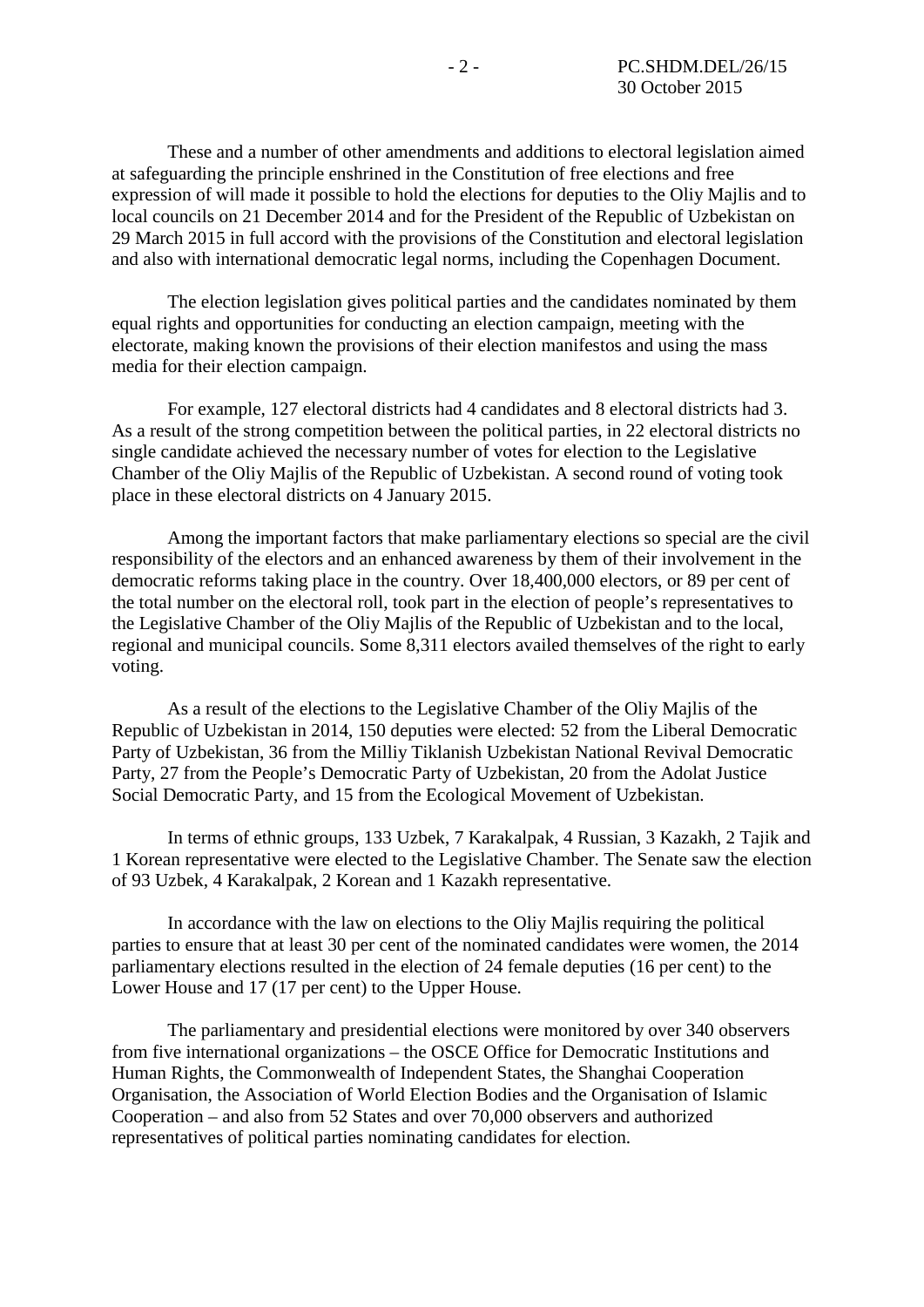These and a number of other amendments and additions to electoral legislation aimed at safeguarding the principle enshrined in the Constitution of free elections and free expression of will made it possible to hold the elections for deputies to the Oliy Majlis and to local councils on 21 December 2014 and for the President of the Republic of Uzbekistan on 29 March 2015 in full accord with the provisions of the Constitution and electoral legislation and also with international democratic legal norms, including the Copenhagen Document.

The election legislation gives political parties and the candidates nominated by them equal rights and opportunities for conducting an election campaign, meeting with the electorate, making known the provisions of their election manifestos and using the mass media for their election campaign.

For example, 127 electoral districts had 4 candidates and 8 electoral districts had 3. As a result of the strong competition between the political parties, in 22 electoral districts no single candidate achieved the necessary number of votes for election to the Legislative Chamber of the Oliy Majlis of the Republic of Uzbekistan. A second round of voting took place in these electoral districts on 4 January 2015.

Among the important factors that make parliamentary elections so special are the civil responsibility of the electors and an enhanced awareness by them of their involvement in the democratic reforms taking place in the country. Over 18,400,000 electors, or 89 per cent of the total number on the electoral roll, took part in the election of people's representatives to the Legislative Chamber of the Oliy Majlis of the Republic of Uzbekistan and to the local, regional and municipal councils. Some 8,311 electors availed themselves of the right to early voting.

As a result of the elections to the Legislative Chamber of the Oliy Majlis of the Republic of Uzbekistan in 2014, 150 deputies were elected: 52 from the Liberal Democratic Party of Uzbekistan, 36 from the Milliy Tiklanish Uzbekistan National Revival Democratic Party, 27 from the People's Democratic Party of Uzbekistan, 20 from the Adolat Justice Social Democratic Party, and 15 from the Ecological Movement of Uzbekistan.

In terms of ethnic groups, 133 Uzbek, 7 Karakalpak, 4 Russian, 3 Kazakh, 2 Tajik and 1 Korean representative were elected to the Legislative Chamber. The Senate saw the election of 93 Uzbek, 4 Karakalpak, 2 Korean and 1 Kazakh representative.

In accordance with the law on elections to the Oliy Majlis requiring the political parties to ensure that at least 30 per cent of the nominated candidates were women, the 2014 parliamentary elections resulted in the election of 24 female deputies (16 per cent) to the Lower House and 17 (17 per cent) to the Upper House.

The parliamentary and presidential elections were monitored by over 340 observers from five international organizations – the OSCE Office for Democratic Institutions and Human Rights, the Commonwealth of Independent States, the Shanghai Cooperation Organisation, the Association of World Election Bodies and the Organisation of Islamic Cooperation – and also from 52 States and over 70,000 observers and authorized representatives of political parties nominating candidates for election.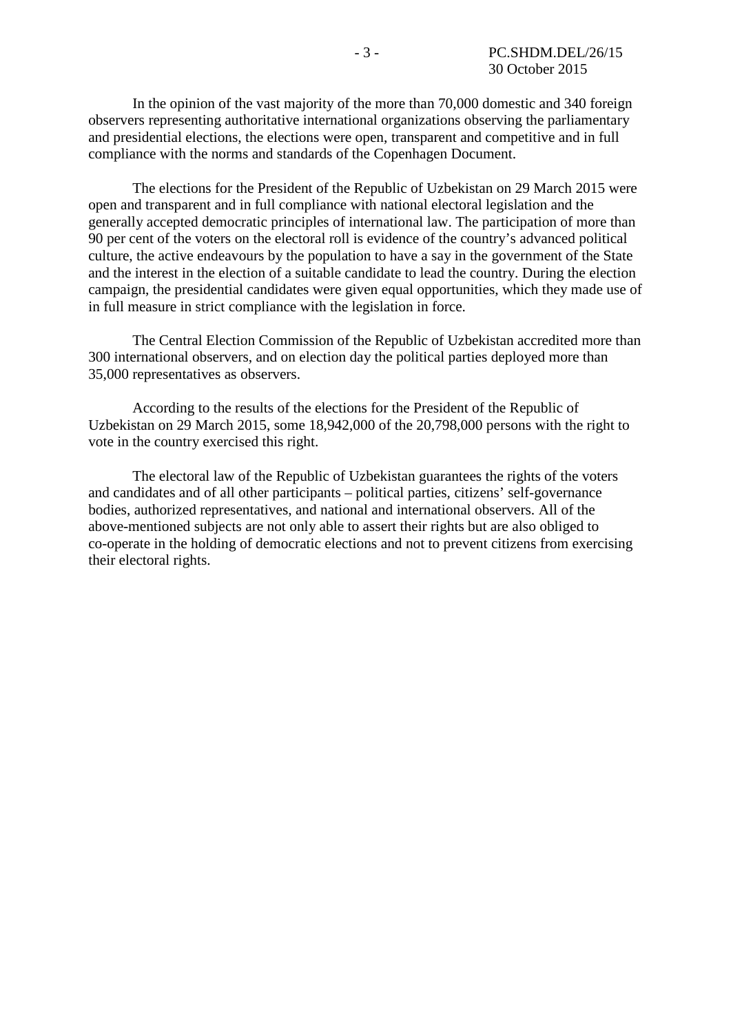In the opinion of the vast majority of the more than 70,000 domestic and 340 foreign observers representing authoritative international organizations observing the parliamentary and presidential elections, the elections were open, transparent and competitive and in full compliance with the norms and standards of the Copenhagen Document.

The elections for the President of the Republic of Uzbekistan on 29 March 2015 were open and transparent and in full compliance with national electoral legislation and the generally accepted democratic principles of international law. The participation of more than 90 per cent of the voters on the electoral roll is evidence of the country's advanced political culture, the active endeavours by the population to have a say in the government of the State and the interest in the election of a suitable candidate to lead the country. During the election campaign, the presidential candidates were given equal opportunities, which they made use of in full measure in strict compliance with the legislation in force.

The Central Election Commission of the Republic of Uzbekistan accredited more than 300 international observers, and on election day the political parties deployed more than 35,000 representatives as observers.

According to the results of the elections for the President of the Republic of Uzbekistan on 29 March 2015, some 18,942,000 of the 20,798,000 persons with the right to vote in the country exercised this right.

The electoral law of the Republic of Uzbekistan guarantees the rights of the voters and candidates and of all other participants – political parties, citizens' self-governance bodies, authorized representatives, and national and international observers. All of the above-mentioned subjects are not only able to assert their rights but are also obliged to co-operate in the holding of democratic elections and not to prevent citizens from exercising their electoral rights.